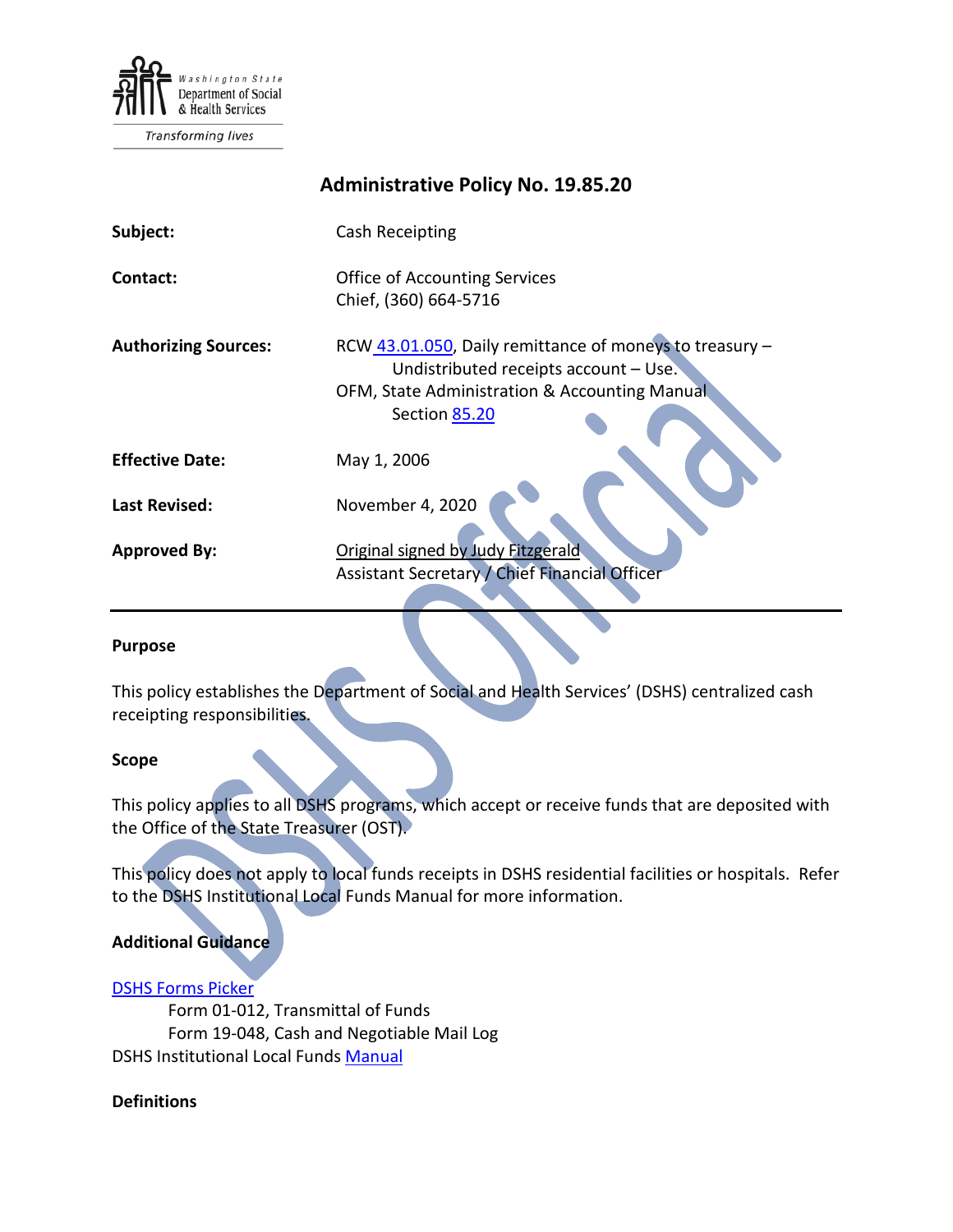# Administrative Policy No. 19.85.20

| | |
|---|---|
| **Subject:** | Cash Receipting |
| **Contact:** | Office of Accounting Services<br>Chief, (360) 664-5716 |
| **Authorizing Sources:** | RCW 43.01.050, Daily remittance of moneys to treasury – Undistributed receipts account – Use.<br>OFM, State Administration & Accounting Manual Section 85.20 |
| **Effective Date:** | May 1, 2006 |
| **Last Revised:** | November 4, 2020 |
| **Approved By:** | Original signed by Judy Fitzgerald<br>Assistant Secretary / Chief Financial Officer |

---

## Purpose

This policy establishes the Department of Social and Health Services' (DSHS) centralized cash receipting responsibilities.

## Scope

This policy applies to all DSHS programs, which accept or receive funds that are deposited with the Office of the State Treasurer (OST).

This policy does not apply to local funds receipts in DSHS residential facilities or hospitals. Refer to the DSHS Institutional Local Funds Manual for more information.

## Additional Guidance

DSHS Forms Picker
- Form 01-012, Transmittal of Funds
- Form 19-048, Cash and Negotiable Mail Log

DSHS Institutional Local Funds Manual

## Definitions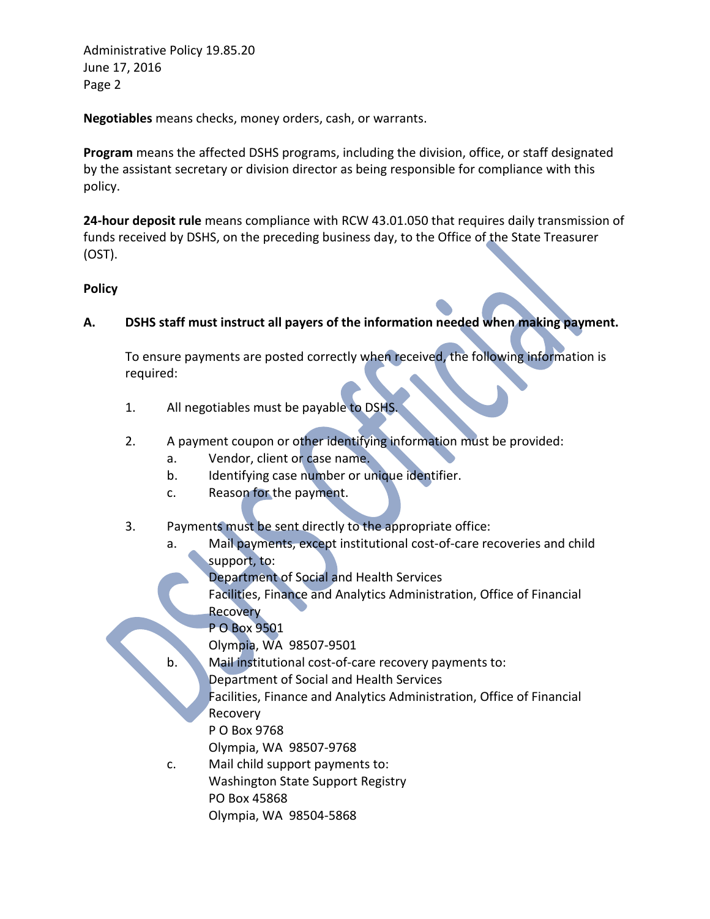**Negotiables** means checks, money orders, cash, or warrants.

**Program** means the affected DSHS programs, including the division, office, or staff designated by the assistant secretary or division director as being responsible for compliance with this policy.

**24-hour deposit rule** means compliance with RCW 43.01.050 that requires daily transmission of funds received by DSHS, on the preceding business day, to the Office of the State Treasurer (OST).

**Policy**

**A. DSHS staff must instruct all payers of the information needed when making payment.**

To ensure payments are posted correctly when received, the following information is required:

1. All negotiables must be payable to DSHS.

2. A payment coupon or other identifying information must be provided:
   a. Vendor, client or case name.
   b. Identifying case number or unique identifier.
   c. Reason for the payment.

3. Payments must be sent directly to the appropriate office:
   a. Mail payments, except institutional cost-of-care recoveries and child support, to:
      Department of Social and Health Services
      Facilities, Finance and Analytics Administration, Office of Financial Recovery
      P O Box 9501
      Olympia, WA 98507-9501
   b. Mail institutional cost-of-care recovery payments to:
      Department of Social and Health Services
      Facilities, Finance and Analytics Administration, Office of Financial Recovery
      P O Box 9768
      Olympia, WA 98507-9768
   c. Mail child support payments to:
      Washington State Support Registry
      PO Box 45868
      Olympia, WA 98504-5868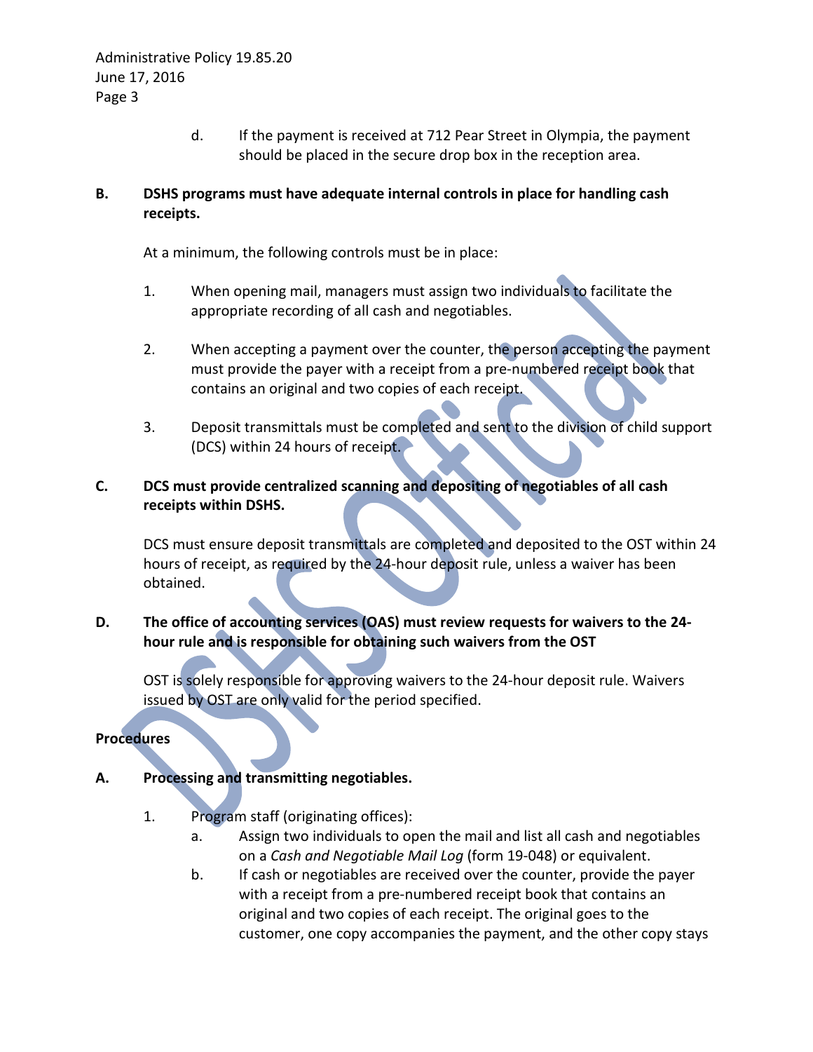d. If the payment is received at 712 Pear Street in Olympia, the payment should be placed in the secure drop box in the reception area.

**B. DSHS programs must have adequate internal controls in place for handling cash receipts.**

At a minimum, the following controls must be in place:

1. When opening mail, managers must assign two individuals to facilitate the appropriate recording of all cash and negotiables.

2. When accepting a payment over the counter, the person accepting the payment must provide the payer with a receipt from a pre-numbered receipt book that contains an original and two copies of each receipt.

3. Deposit transmittals must be completed and sent to the division of child support (DCS) within 24 hours of receipt.

**C. DCS must provide centralized scanning and depositing of negotiables of all cash receipts within DSHS.**

DCS must ensure deposit transmittals are completed and deposited to the OST within 24 hours of receipt, as required by the 24-hour deposit rule, unless a waiver has been obtained.

**D. The office of accounting services (OAS) must review requests for waivers to the 24-hour rule and is responsible for obtaining such waivers from the OST**

OST is solely responsible for approving waivers to the 24-hour deposit rule. Waivers issued by OST are only valid for the period specified.

**Procedures**

**A. Processing and transmitting negotiables.**

1. Program staff (originating offices):
   a. Assign two individuals to open the mail and list all cash and negotiables on a *Cash and Negotiable Mail Log* (form 19-048) or equivalent.
   b. If cash or negotiables are received over the counter, provide the payer with a receipt from a pre-numbered receipt book that contains an original and two copies of each receipt. The original goes to the customer, one copy accompanies the payment, and the other copy stays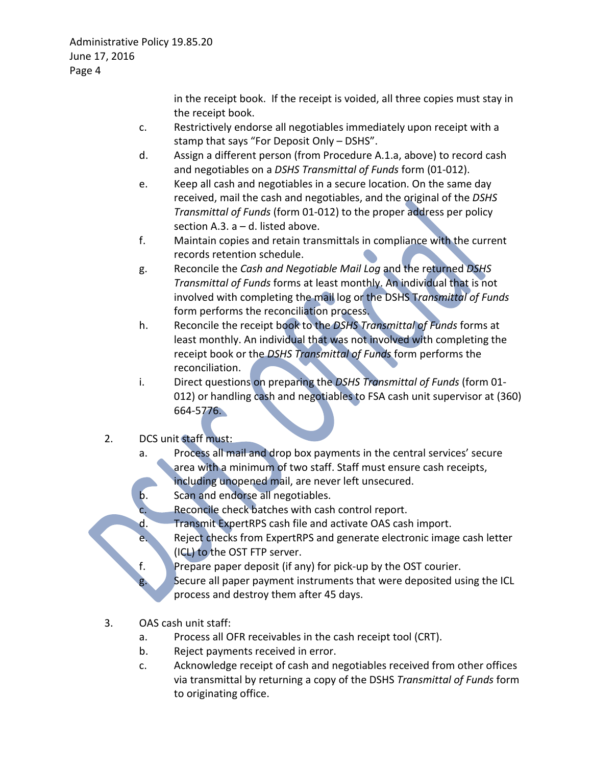in the receipt book. If the receipt is voided, all three copies must stay in the receipt book.

c. Restrictively endorse all negotiables immediately upon receipt with a stamp that says "For Deposit Only – DSHS".

d. Assign a different person (from Procedure A.1.a, above) to record cash and negotiables on a *DSHS Transmittal of Funds* form (01-012).

e. Keep all cash and negotiables in a secure location. On the same day received, mail the cash and negotiables, and the original of the *DSHS Transmittal of Funds* (form 01-012) to the proper address per policy section A.3. a – d. listed above.

f. Maintain copies and retain transmittals in compliance with the current records retention schedule.

g. Reconcile the *Cash and Negotiable Mail Log* and the returned *DSHS Transmittal of Funds* forms at least monthly. An individual that is not involved with completing the mail log or the DSHS T*ransmittal of Funds* form performs the reconciliation process.

h. Reconcile the receipt book to the *DSHS Transmittal of Funds* forms at least monthly. An individual that was not involved with completing the receipt book or the *DSHS Transmittal of Funds* form performs the reconciliation.

i. Direct questions on preparing the *DSHS Transmittal of Funds* (form 01-012) or handling cash and negotiables to FSA cash unit supervisor at (360) 664-5776.

2. DCS unit staff must:

   a. Process all mail and drop box payments in the central services' secure area with a minimum of two staff. Staff must ensure cash receipts, including unopened mail, are never left unsecured.

   b. Scan and endorse all negotiables.

   c. Reconcile check batches with cash control report.

   d. Transmit ExpertRPS cash file and activate OAS cash import.

   e. Reject checks from ExpertRPS and generate electronic image cash letter (ICL) to the OST FTP server.

   f. Prepare paper deposit (if any) for pick-up by the OST courier.

   g. Secure all paper payment instruments that were deposited using the ICL process and destroy them after 45 days.

3. OAS cash unit staff:

   a. Process all OFR receivables in the cash receipt tool (CRT).

   b. Reject payments received in error.

   c. Acknowledge receipt of cash and negotiables received from other offices via transmittal by returning a copy of the DSHS *Transmittal of Funds* form to originating office.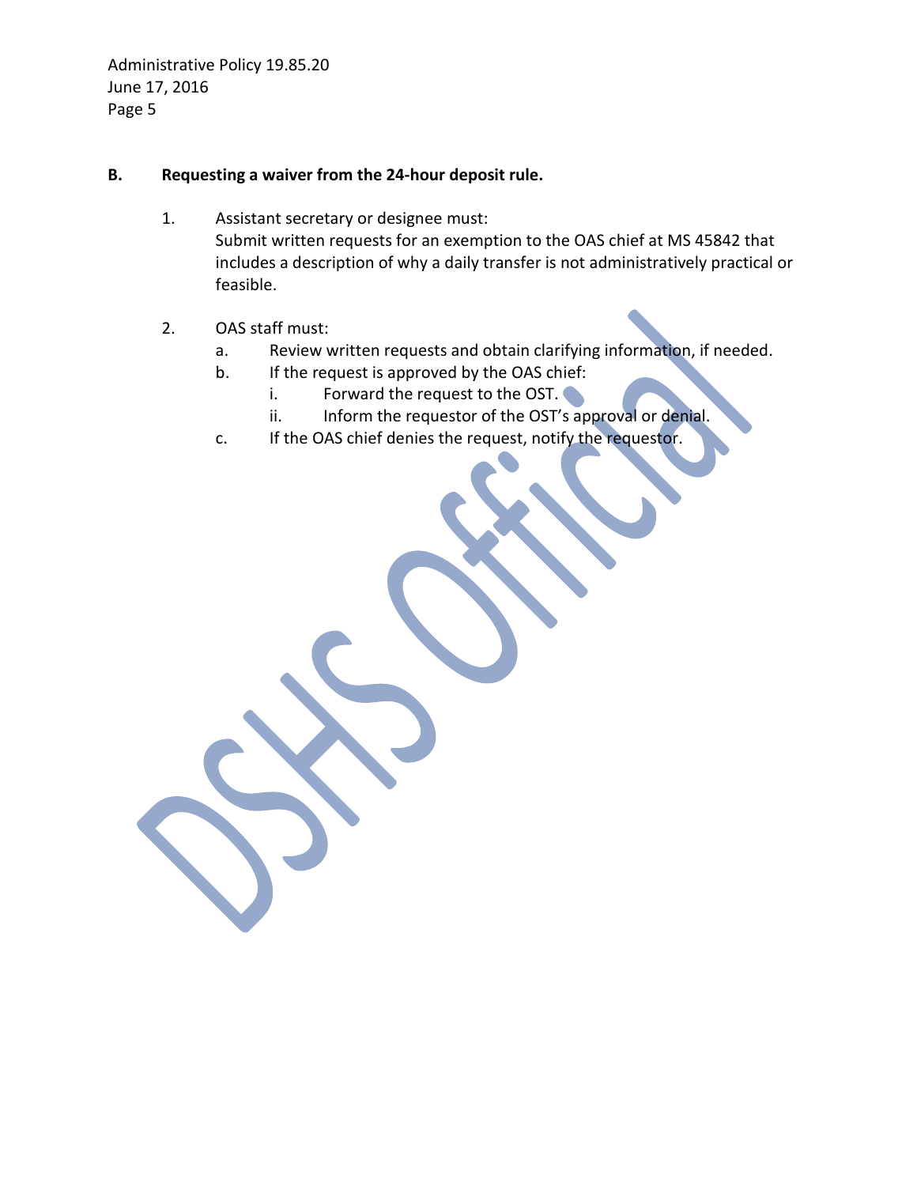**B. Requesting a waiver from the 24-hour deposit rule.**

1. Assistant secretary or designee must:
   Submit written requests for an exemption to the OAS chief at MS 45842 that includes a description of why a daily transfer is not administratively practical or feasible.

2. OAS staff must:
   a. Review written requests and obtain clarifying information, if needed.
   b. If the request is approved by the OAS chief:
      i. Forward the request to the OST.
      ii. Inform the requestor of the OST's approval or denial.
   c. If the OAS chief denies the request, notify the requestor.